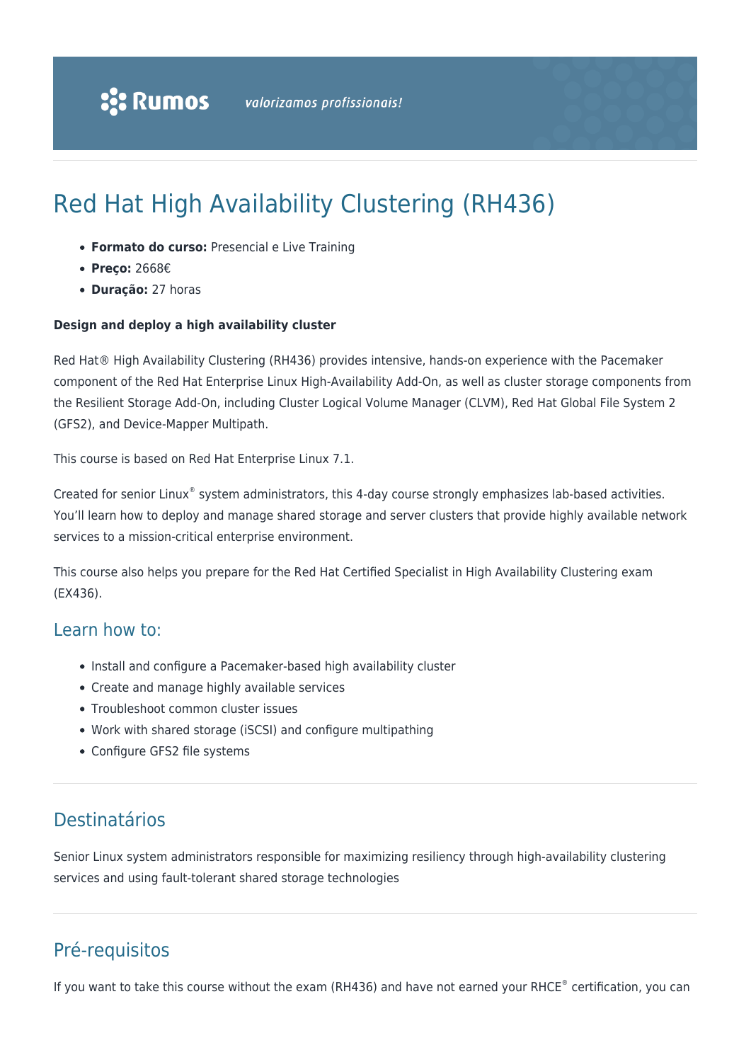# Red Hat High Availability Clustering (RH436)

- **Formato do curso:** Presencial e Live Training
- **Preço:** 2668€
- **Duração:** 27 horas

**Design and deploy a high availability cluster**

Red Hat® High Availability Clustering (RH436) provides intensive, hands-on experience with the Pacemaker component of the Red Hat Enterprise Linux High-Availability Add-On, as well as cluster storage components from the Resilient Storage Add-On, including Cluster Logical Volume Manager (CLVM), Red Hat Global File System 2 (GFS2), and Device-Mapper Multipath.

This course is based on Red Hat Enterprise Linux 7.1.

Created for senior Linux® system administrators, this 4-day course strongly emphasizes lab-based activities. You'll learn how to deploy and manage shared storage and server clusters that provide highly available network services to a mission-critical enterprise environment.

This course also helps you prepare for the Red Hat Certified Specialist in High Availability Clustering exam (EX436).

## Learn how to:

- Install and configure a Pacemaker-based high availability cluster
- Create and manage highly available services
- Troubleshoot common cluster issues
- Work with shared storage (iSCSI) and configure multipathing
- Configure GFS2 file systems

## Destinatários

Senior Linux system administrators responsible for maximizing resiliency through high-availability clustering services and using fault-tolerant shared storage technologies

## Pré-requisitos

If you want to take this course without the exam (RH436) and have not earned your RHCE® certification, you can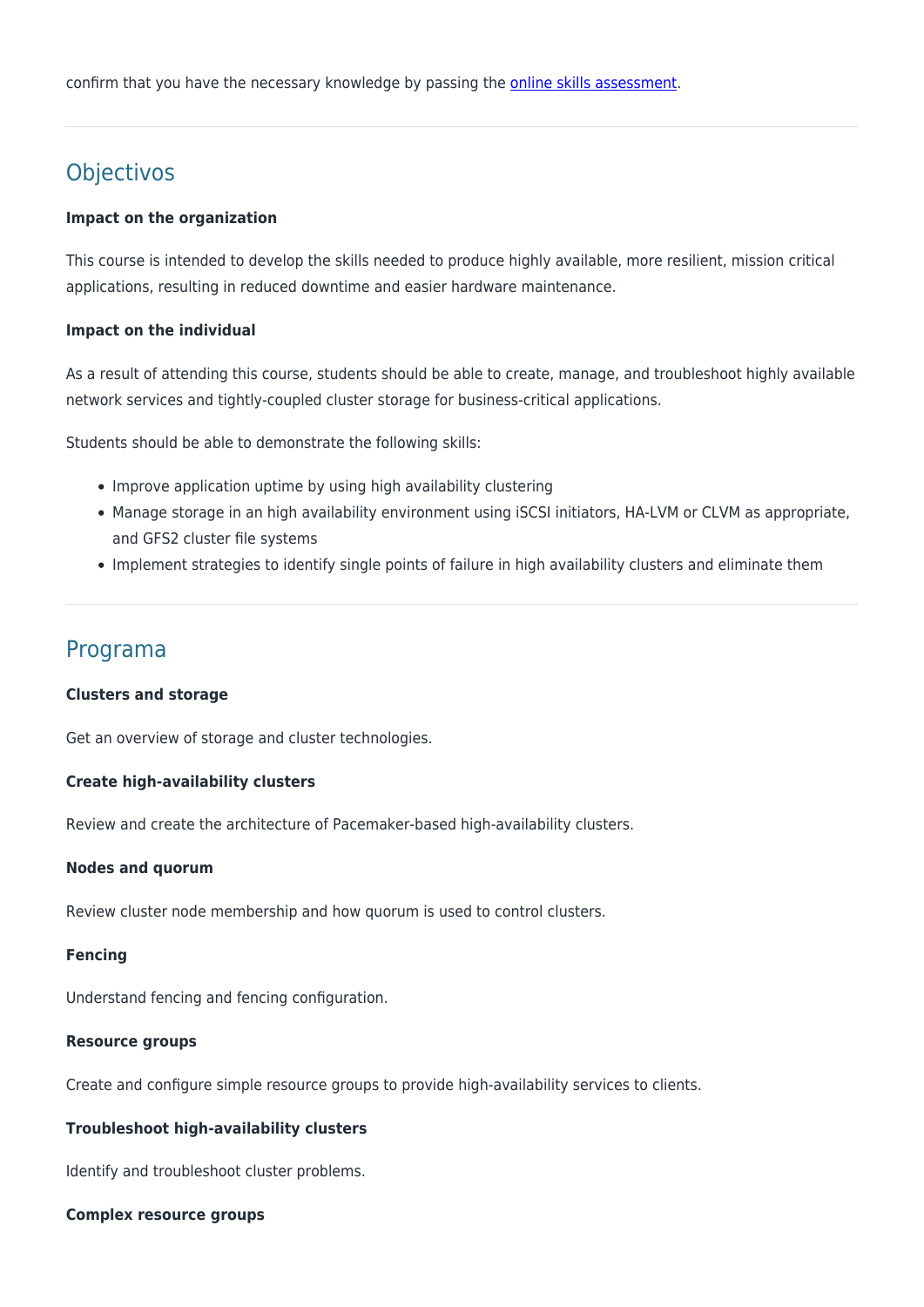confirm that you have the necessary knowledge by passing the online skills assessment.

## Objectivos

**Impact on the organization**

This course is intended to develop the skills needed to produce highly available, more resilient, mission critical applications, resulting in reduced downtime and easier hardware maintenance.

**Impact on the individual**

As a result of attending this course, students should be able to create, manage, and troubleshoot highly available network services and tightly-coupled cluster storage for business-critical applications.

Students should be able to demonstrate the following skills:

- Improve application uptime by using high availability clustering
- Manage storage in an high availability environment using iSCSI initiators, HA-LVM or CLVM as appropriate, and GFS2 cluster file systems
- Implement strategies to identify single points of failure in high availability clusters and eliminate them

## Programa

**Clusters and storage**

Get an overview of storage and cluster technologies.

**Create high-availability clusters**

Review and create the architecture of Pacemaker-based high-availability clusters.

**Nodes and quorum**

Review cluster node membership and how quorum is used to control clusters.

**Fencing**

Understand fencing and fencing configuration.

**Resource groups**

Create and configure simple resource groups to provide high-availability services to clients.

**Troubleshoot high-availability clusters**

Identify and troubleshoot cluster problems.

**Complex resource groups**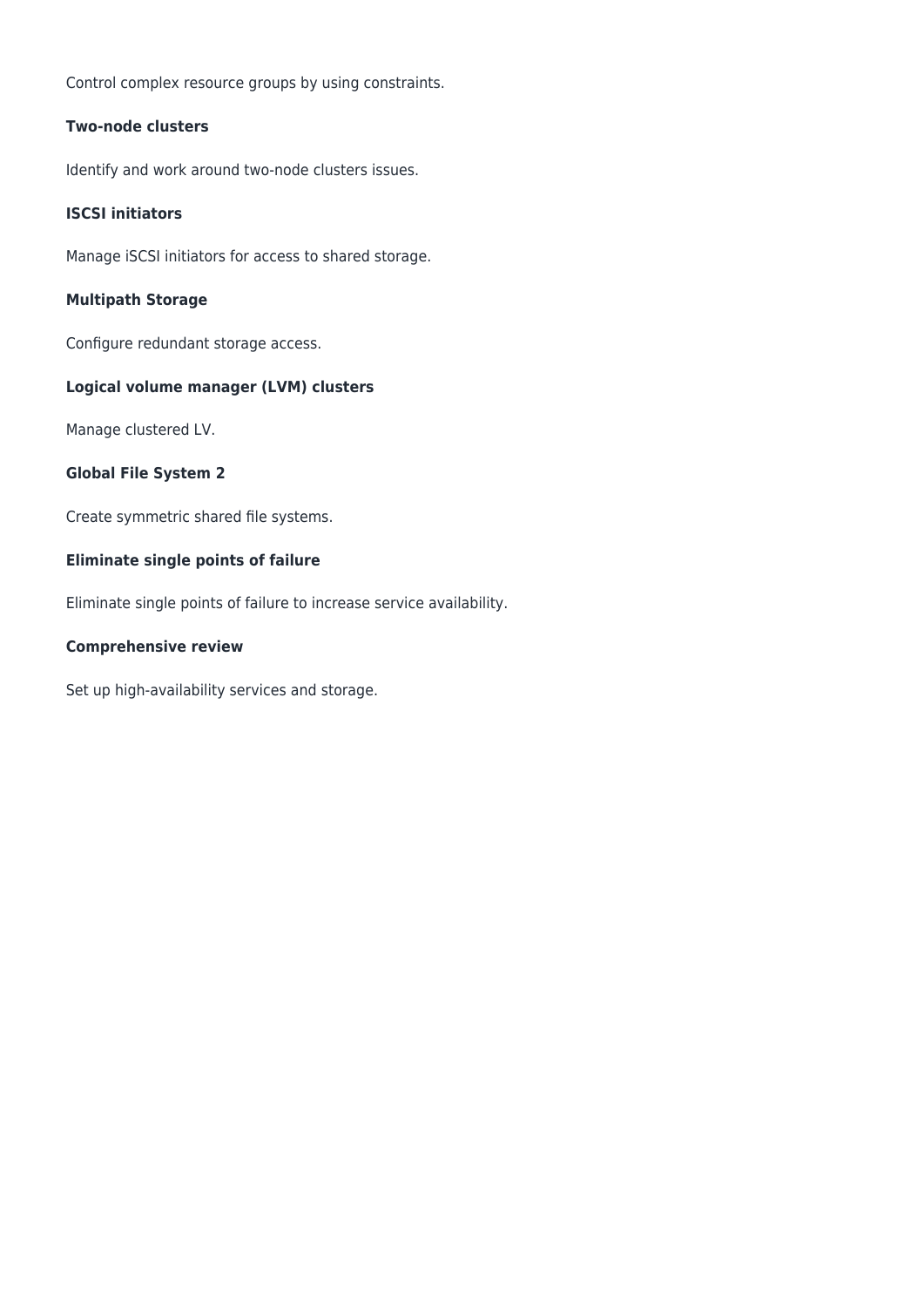Control complex resource groups by using constraints.

**Two-node clusters**

Identify and work around two-node clusters issues.

**ISCSI initiators**

Manage iSCSI initiators for access to shared storage.

**Multipath Storage**

Configure redundant storage access.

**Logical volume manager (LVM) clusters**

Manage clustered LV.

**Global File System 2**

Create symmetric shared file systems.

**Eliminate single points of failure**

Eliminate single points of failure to increase service availability.

**Comprehensive review**

Set up high-availability services and storage.